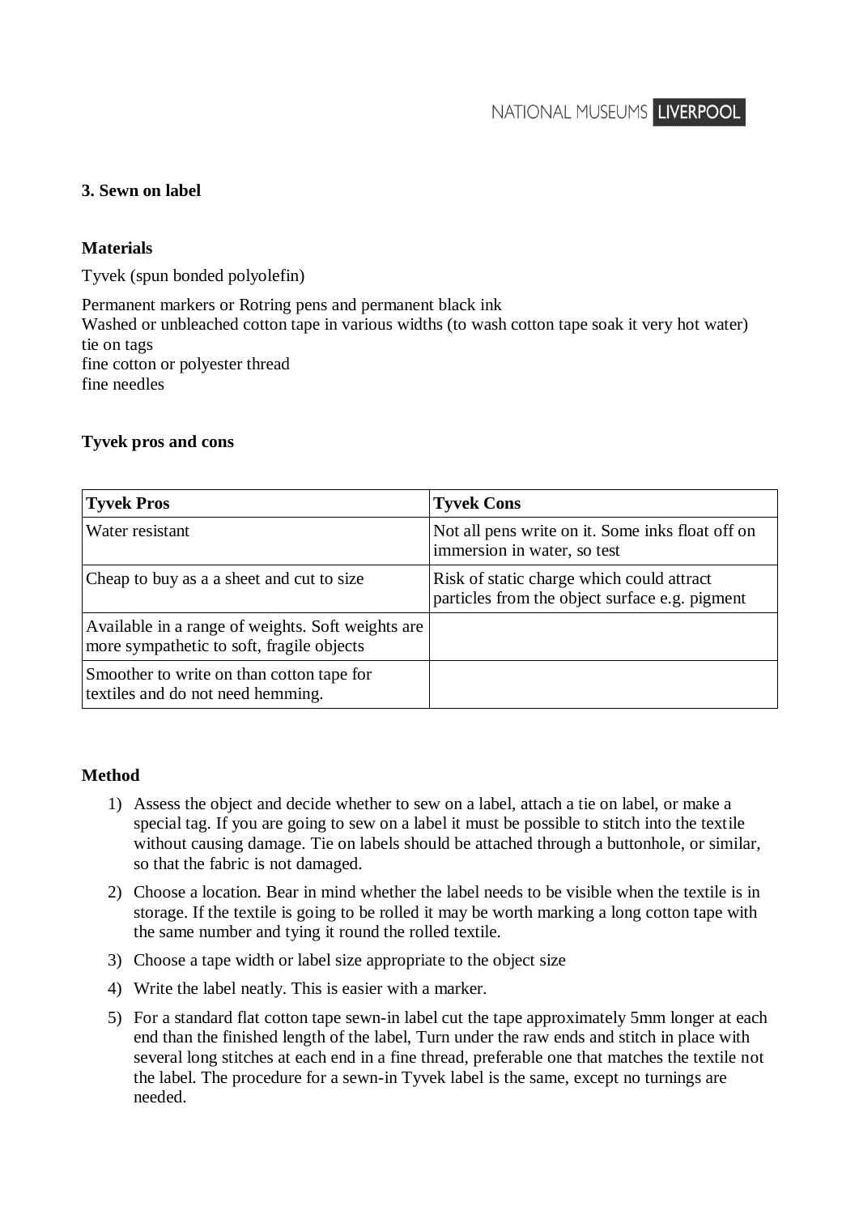### 3. Sewn on label

**Materials**

Tyvek (spun bonded polyolefin)

Permanent markers or Rotring pens and permanent black ink
Washed or unbleached cotton tape in various widths (to wash cotton tape soak it very hot water)
tie on tags
fine cotton or polyester thread
fine needles

**Tyvek pros and cons**

| Tyvek Pros | Tyvek Cons |
| --- | --- |
| Water resistant | Not all pens write on it. Some inks float off on immersion in water, so test |
| Cheap to buy as a a sheet and cut to size | Risk of static charge which could attract particles from the object surface e.g. pigment |
| Available in a range of weights. Soft weights are more sympathetic to soft, fragile objects | |
| Smoother to write on than cotton tape for textiles and do not need hemming. | |

**Method**

1) Assess the object and decide whether to sew on a label, attach a tie on label, or make a special tag. If you are going to sew on a label it must be possible to stitch into the textile without causing damage. Tie on labels should be attached through a buttonhole, or similar, so that the fabric is not damaged.
2) Choose a location. Bear in mind whether the label needs to be visible when the textile is in storage. If the textile is going to be rolled it may be worth marking a long cotton tape with the same number and tying it round the rolled textile.
3) Choose a tape width or label size appropriate to the object size
4) Write the label neatly. This is easier with a marker.
5) For a standard flat cotton tape sewn-in label cut the tape approximately 5mm longer at each end than the finished length of the label, Turn under the raw ends and stitch in place with several long stitches at each end in a fine thread, preferable one that matches the textile not the label. The procedure for a sewn-in Tyvek label is the same, except no turnings are needed.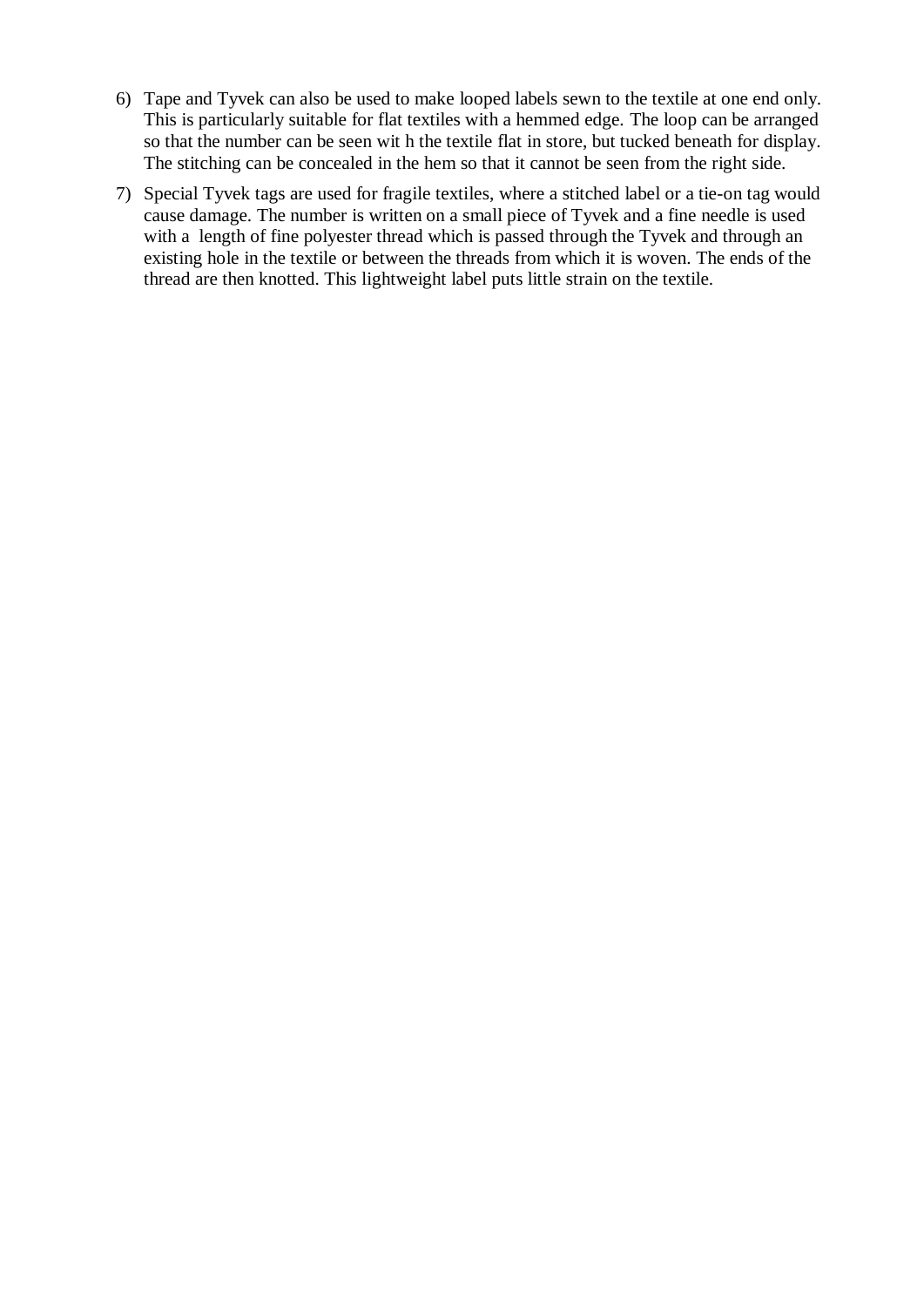6) Tape and Tyvek can also be used to make looped labels sewn to the textile at one end only. This is particularly suitable for flat textiles with a hemmed edge. The loop can be arranged so that the number can be seen wit h the textile flat in store, but tucked beneath for display. The stitching can be concealed in the hem so that it cannot be seen from the right side.

7) Special Tyvek tags are used for fragile textiles, where a stitched label or a tie-on tag would cause damage. The number is written on a small piece of Tyvek and a fine needle is used with a length of fine polyester thread which is passed through the Tyvek and through an existing hole in the textile or between the threads from which it is woven. The ends of the thread are then knotted. This lightweight label puts little strain on the textile.